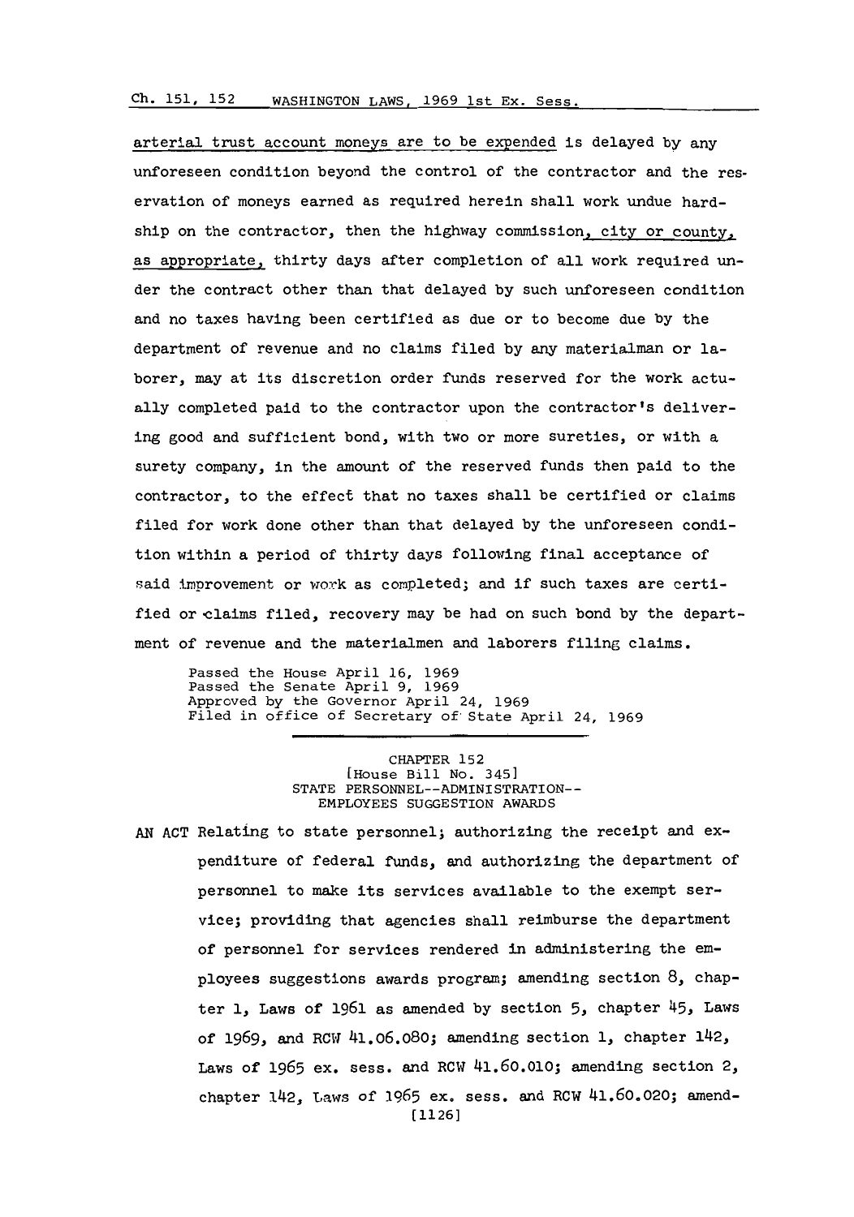arterial trust account moneys are to be expended is delayed by any unforeseen condition beyond the control of the contractor and the reservation of moneys earned as required herein shall work undue hardship on the contractor, then the highway commission, city or county, as appropriate, thirty days after completion of all work required under the contract other than that delayed by such unforeseen condition and no taxes having been certified as due or to become due by the department of revenue and no claims filed by any materialman or laborer, may at its discretion order funds reserved for the work actually completed paid to the contractor upon the contractor's delivering good and sufficient bond, with two or more sureties, or with a surety company, in the amount of the reserved funds then paid to the contractor, to the effect that no taxes shall be certified or claims filed for work done other than that delayed by the unforeseen condition within a period of thirty days following final acceptance of said improvement or work as completed; and if such taxes are certified or claims filed, recovery may be had on such bond by the department of revenue and the materialmen and laborers filing claims.

Passed the House April 16, 1969
Passed the Senate April 9, 1969
Approved by the Governor April 24, 1969
Filed in office of Secretary of State April 24, 1969

---

## CHAPTER 152
### [House Bill No. 345]
### STATE PERSONNEL--ADMINISTRATION--EMPLOYEES SUGGESTION AWARDS

AN ACT Relating to state personnel; authorizing the receipt and expenditure of federal funds, and authorizing the department of personnel to make its services available to the exempt service; providing that agencies shall reimburse the department of personnel for services rendered in administering the employees suggestions awards program; amending section 8, chapter 1, Laws of 1961 as amended by section 5, chapter 45, Laws of 1969, and RCW 41.06.080; amending section 1, chapter 142, Laws of 1965 ex. sess. and RCW 41.60.010; amending section 2, chapter 142, Laws of 1965 ex. sess. and RCW 41.60.020; amend-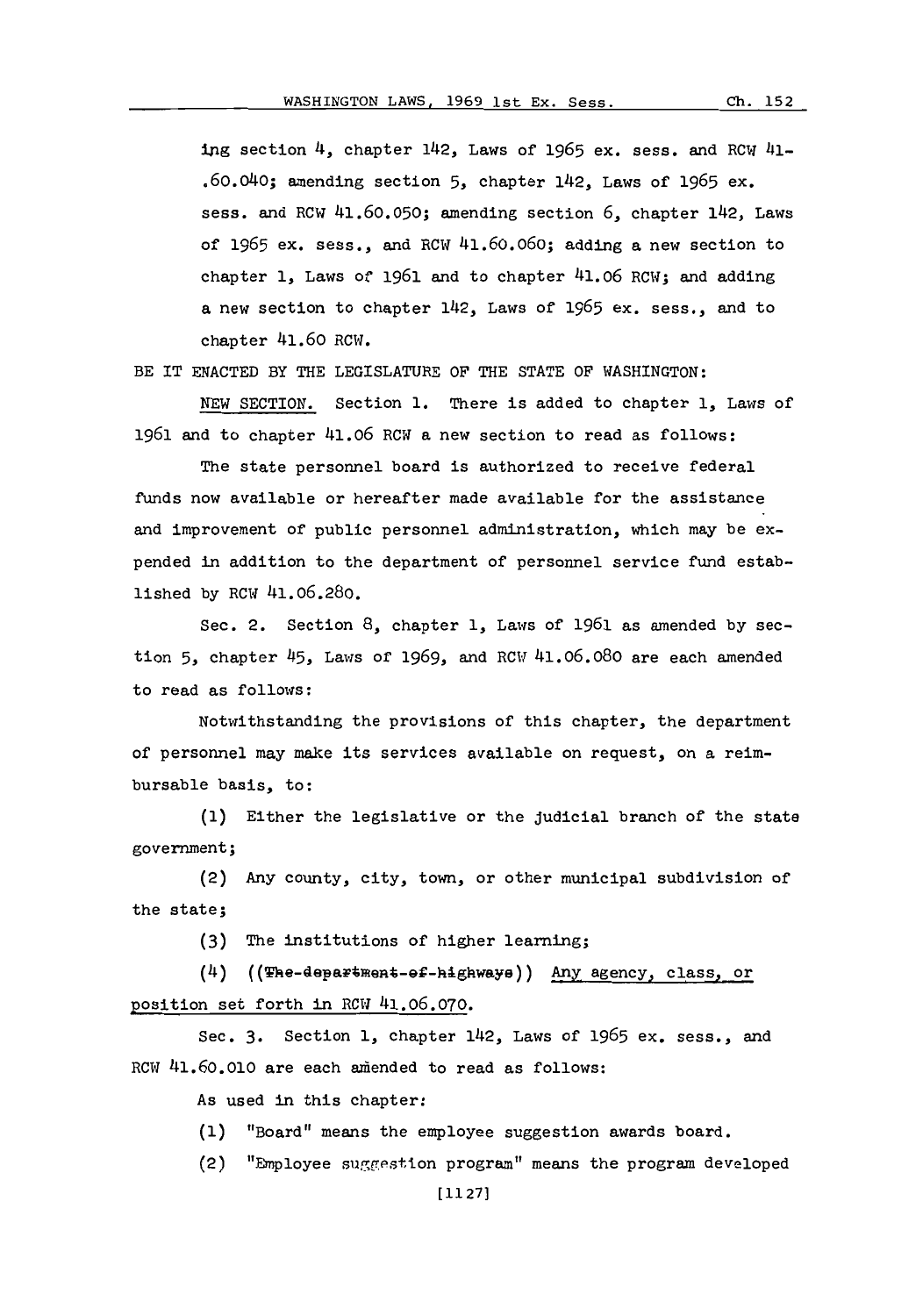ing section 4, chapter 142, Laws of 1965 ex. sess. and RCW 41-.60.040; amending section 5, chapter 142, Laws of 1965 ex. sess. and RCW 41.60.050; amending section 6, chapter 142, Laws of 1965 ex. sess., and RCW 41.60.060; adding a new section to chapter 1, Laws of 1961 and to chapter 41.06 RCW; and adding a new section to chapter 142, Laws of 1965 ex. sess., and to chapter 41.60 RCW.

BE IT ENACTED BY THE LEGISLATURE OF THE STATE OF WASHINGTON:

NEW SECTION. Section 1. There is added to chapter 1, Laws of 1961 and to chapter 41.06 RCW a new section to read as follows:

The state personnel board is authorized to receive federal funds now available or hereafter made available for the assistance and improvement of public personnel administration, which may be expended in addition to the department of personnel service fund established by RCW 41.06.280.

Sec. 2. Section 8, chapter 1, Laws of 1961 as amended by section 5, chapter 45, Laws of 1969, and RCW 41.06.080 are each amended to read as follows:

Notwithstanding the provisions of this chapter, the department of personnel may make its services available on request, on a reimbursable basis, to:

(1) Either the legislative or the judicial branch of the state government;

(2) Any county, city, town, or other municipal subdivision of the state;

(3) The institutions of higher learning;

(4) ((~~The department of highways~~)) Any agency, class, or position set forth in RCW 41.06.070.

Sec. 3. Section 1, chapter 142, Laws of 1965 ex. sess., and RCW 41.60.010 are each amended to read as follows:

As used in this chapter:

(1) "Board" means the employee suggestion awards board.

(2) "Employee suggestion program" means the program developed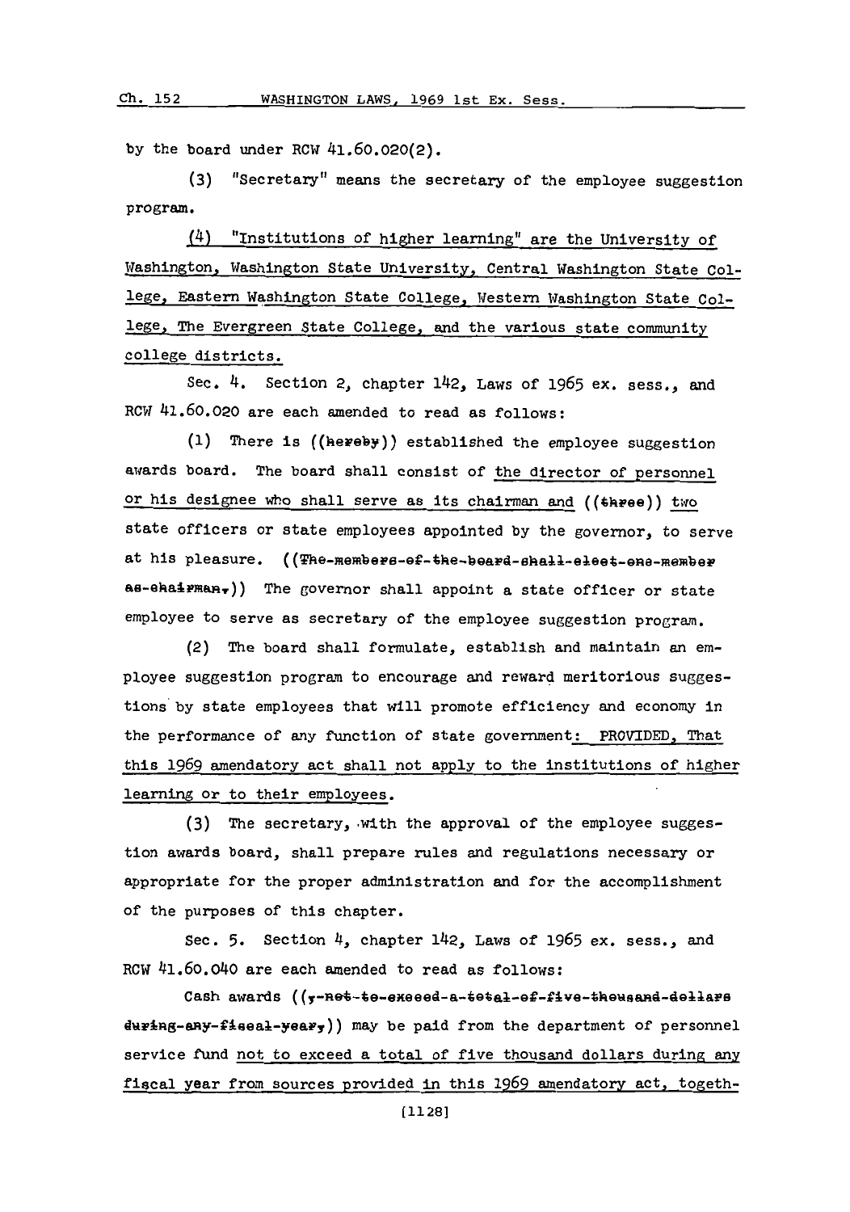by the board under RCW 41.60.020(2).

(3) "Secretary" means the secretary of the employee suggestion program.

(4) "Institutions of higher learning" are the University of Washington, Washington State University, Central Washington State College, Eastern Washington State College, Western Washington State College, The Evergreen State College, and the various state community college districts.

Sec. 4. Section 2, chapter 142, Laws of 1965 ex. sess., and RCW 41.60.020 are each amended to read as follows:

(1) There is ((hereby)) established the employee suggestion awards board. The board shall consist of the director of personnel or his designee who shall serve as its chairman and ((three)) two state officers or state employees appointed by the governor, to serve at his pleasure. ((The members of the board shall elect one member as chairman.)) The governor shall appoint a state officer or state employee to serve as secretary of the employee suggestion program.

(2) The board shall formulate, establish and maintain an employee suggestion program to encourage and reward meritorious suggestions by state employees that will promote efficiency and economy in the performance of any function of state government: PROVIDED, That this 1969 amendatory act shall not apply to the institutions of higher learning or to their employees.

(3) The secretary, with the approval of the employee suggestion awards board, shall prepare rules and regulations necessary or appropriate for the proper administration and for the accomplishment of the purposes of this chapter.

Sec. 5. Section 4, chapter 142, Laws of 1965 ex. sess., and RCW 41.60.040 are each amended to read as follows:

Cash awards ((, not to exceed a total of five thousand dollars during any fiscal year,)) may be paid from the department of personnel service fund not to exceed a total of five thousand dollars during any fiscal year from sources provided in this 1969 amendatory act, togeth-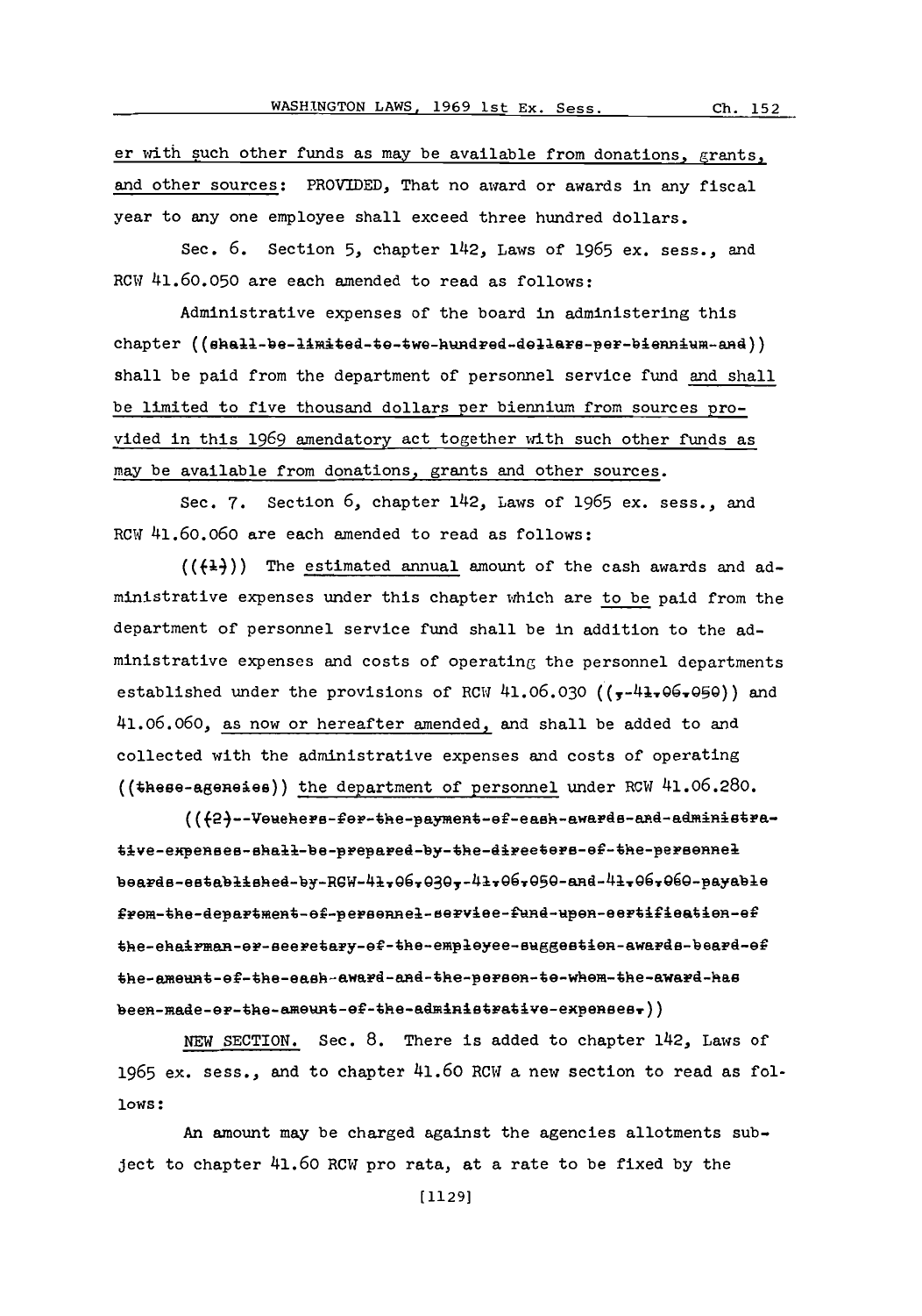er with such other funds as may be available from donations, grants, and other sources: PROVIDED, That no award or awards in any fiscal year to any one employee shall exceed three hundred dollars.

Sec. 6. Section 5, chapter 142, Laws of 1965 ex. sess., and RCW 41.60.050 are each amended to read as follows:

Administrative expenses of the board in administering this chapter ((~~shall be limited to two hundred dollars per biennium and~~)) shall be paid from the department of personnel service fund and shall be limited to five thousand dollars per biennium from sources provided in this 1969 amendatory act together with such other funds as may be available from donations, grants and other sources.

Sec. 7. Section 6, chapter 142, Laws of 1965 ex. sess., and RCW 41.60.060 are each amended to read as follows:

((~~(1)~~)) The estimated annual amount of the cash awards and administrative expenses under this chapter which are to be paid from the department of personnel service fund shall be in addition to the administrative expenses and costs of operating the personnel departments established under the provisions of RCW 41.06.030 ((~~, 41.06.050~~)) and 41.06.060, as now or hereafter amended, and shall be added to and collected with the administrative expenses and costs of operating ((~~these agencies~~)) the department of personnel under RCW 41.06.280.

((~~(2) Vouchers for the payment of cash awards and administrative expenses shall be prepared by the directors of the personnel boards established by RCW 41.06.030, 41.06.050 and 41.06.060 payable from the department of personnel service fund upon certification of the chairman or secretary of the employee suggestion awards board of the amount of the cash award and the person to whom the award has been made or the amount of the administrative expenses.~~))

NEW SECTION. Sec. 8. There is added to chapter 142, Laws of 1965 ex. sess., and to chapter 41.60 RCW a new section to read as follows:

An amount may be charged against the agencies allotments subject to chapter 41.60 RCW pro rata, at a rate to be fixed by the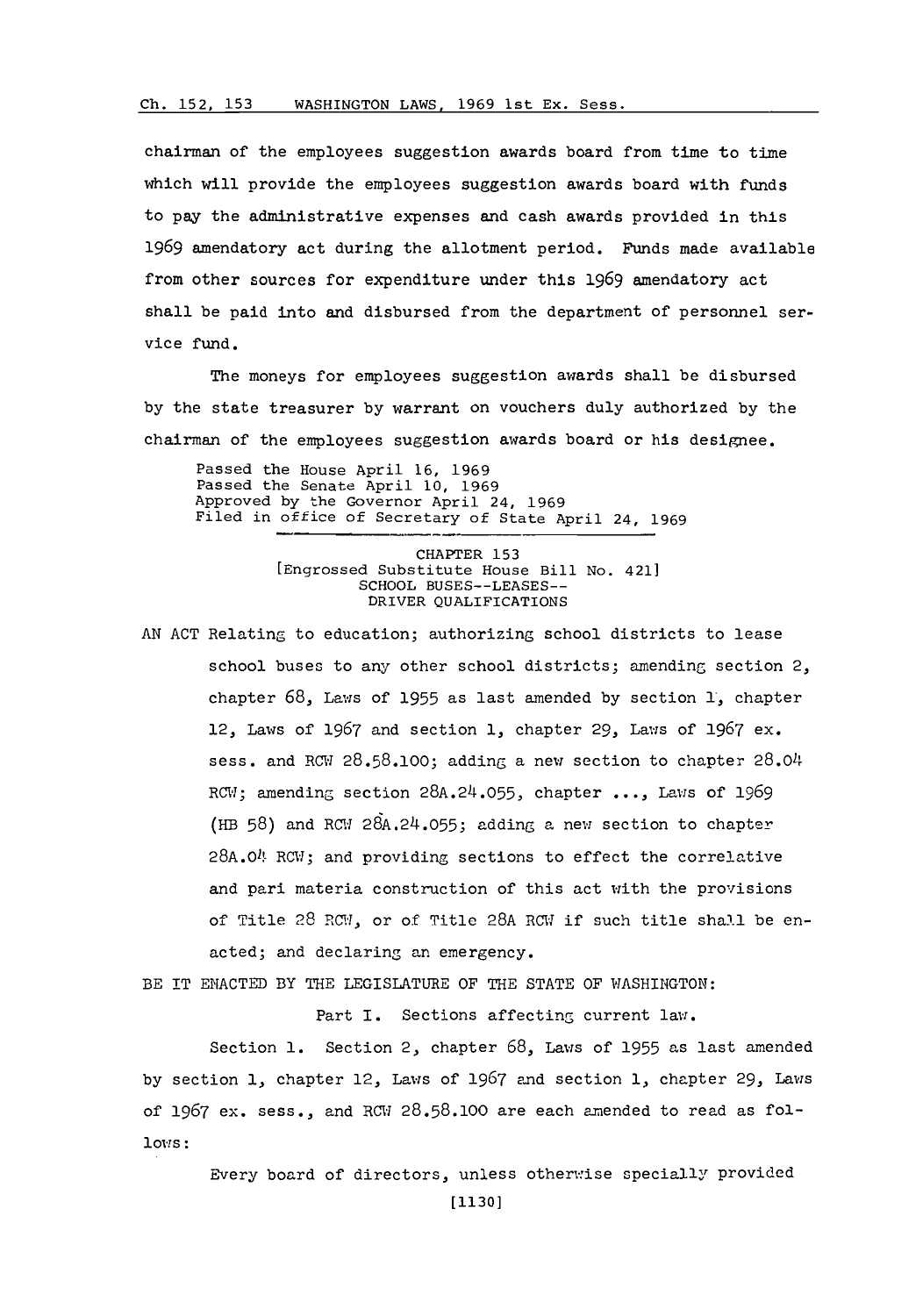chairman of the employees suggestion awards board from time to time which will provide the employees suggestion awards board with funds to pay the administrative expenses and cash awards provided in this 1969 amendatory act during the allotment period. Funds made available from other sources for expenditure under this 1969 amendatory act shall be paid into and disbursed from the department of personnel service fund.

The moneys for employees suggestion awards shall be disbursed by the state treasurer by warrant on vouchers duly authorized by the chairman of the employees suggestion awards board or his designee.

Passed the House April 16, 1969
Passed the Senate April 10, 1969
Approved by the Governor April 24, 1969
Filed in office of Secretary of State April 24, 1969

CHAPTER 153
[Engrossed Substitute House Bill No. 421]
SCHOOL BUSES--LEASES--
DRIVER QUALIFICATIONS

AN ACT Relating to education; authorizing school districts to lease school buses to any other school districts; amending section 2, chapter 68, Laws of 1955 as last amended by section 1, chapter 12, Laws of 1967 and section 1, chapter 29, Laws of 1967 ex. sess. and RCW 28.58.100; adding a new section to chapter 28.04 RCW; amending section 28A.24.055, chapter ..., Laws of 1969 (HB 58) and RCW 28A.24.055; adding a new section to chapter 28A.04 RCW; and providing sections to effect the correlative and pari materia construction of this act with the provisions of Title 28 RCW, or of Title 28A RCW if such title shall be enacted; and declaring an emergency.

BE IT ENACTED BY THE LEGISLATURE OF THE STATE OF WASHINGTON:

Part I. Sections affecting current law.

Section 1. Section 2, chapter 68, Laws of 1955 as last amended by section 1, chapter 12, Laws of 1967 and section 1, chapter 29, Laws of 1967 ex. sess., and RCW 28.58.100 are each amended to read as follows:

Every board of directors, unless otherwise specially provided